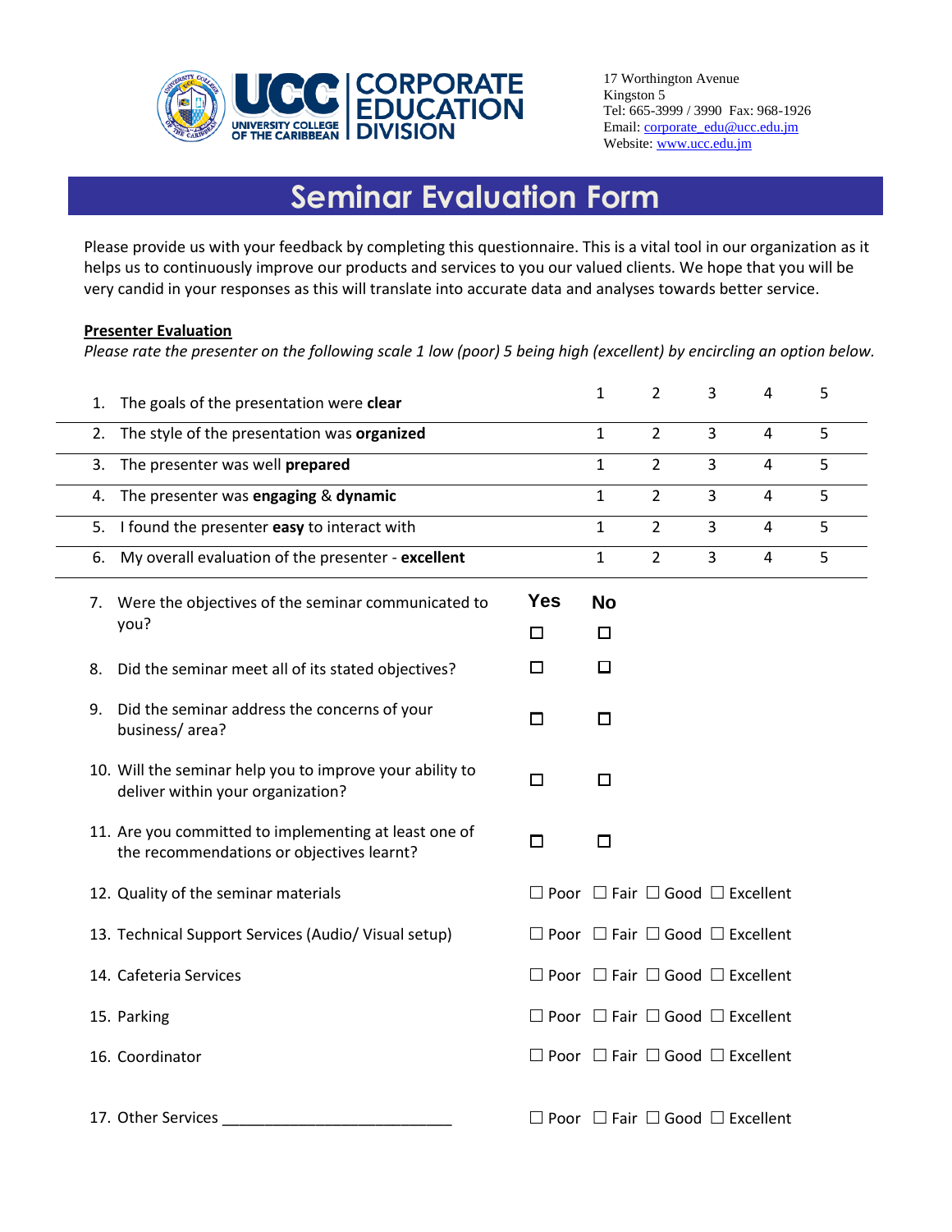UCC | CORPORATE EDUCATION DIVISION
UNIVERSITY COLLEGE OF THE CARIBBEAN

17 Worthington Avenue
Kingston 5
Tel: 665-3999 / 3990 Fax: 968-1926
Email: corporate_edu@ucc.edu.jm
Website: www.ucc.edu.jm

# Seminar Evaluation Form

Please provide us with your feedback by completing this questionnaire. This is a vital tool in our organization as it helps us to continuously improve our products and services to you our valued clients. We hope that you will be very candid in your responses as this will translate into accurate data and analyses towards better service.

**Presenter Evaluation**

*Please rate the presenter on the following scale 1 low (poor) 5 being high (excellent) by encircling an option below.*

| | | | | | |
|---|---|---|---|---|---|
| 1. The goals of the presentation were **clear** | 1 | 2 | 3 | 4 | 5 |
| 2. The style of the presentation was **organized** | 1 | 2 | 3 | 4 | 5 |
| 3. The presenter was well **prepared** | 1 | 2 | 3 | 4 | 5 |
| 4. The presenter was **engaging** & **dynamic** | 1 | 2 | 3 | 4 | 5 |
| 5. I found the presenter **easy** to interact with | 1 | 2 | 3 | 4 | 5 |
| 6. My overall evaluation of the presenter - **excellent** | 1 | 2 | 3 | 4 | 5 |

| | Yes | No |
|---|---|---|
| 7. Were the objectives of the seminar communicated to you? | ☐ | ☐ |
| 8. Did the seminar meet all of its stated objectives? | ☐ | ☐ |
| 9. Did the seminar address the concerns of your business/ area? | ☐ | ☐ |
| 10. Will the seminar help you to improve your ability to deliver within your organization? | ☐ | ☐ |
| 11. Are you committed to implementing at least one of the recommendations or objectives learnt? | ☐ | ☐ |

| | |
|---|---|
| 12. Quality of the seminar materials | ☐ Poor ☐ Fair ☐ Good ☐ Excellent |
| 13. Technical Support Services (Audio/ Visual setup) | ☐ Poor ☐ Fair ☐ Good ☐ Excellent |
| 14. Cafeteria Services | ☐ Poor ☐ Fair ☐ Good ☐ Excellent |
| 15. Parking | ☐ Poor ☐ Fair ☐ Good ☐ Excellent |
| 16. Coordinator | ☐ Poor ☐ Fair ☐ Good ☐ Excellent |
| 17. Other Services ___________________________ | ☐ Poor ☐ Fair ☐ Good ☐ Excellent |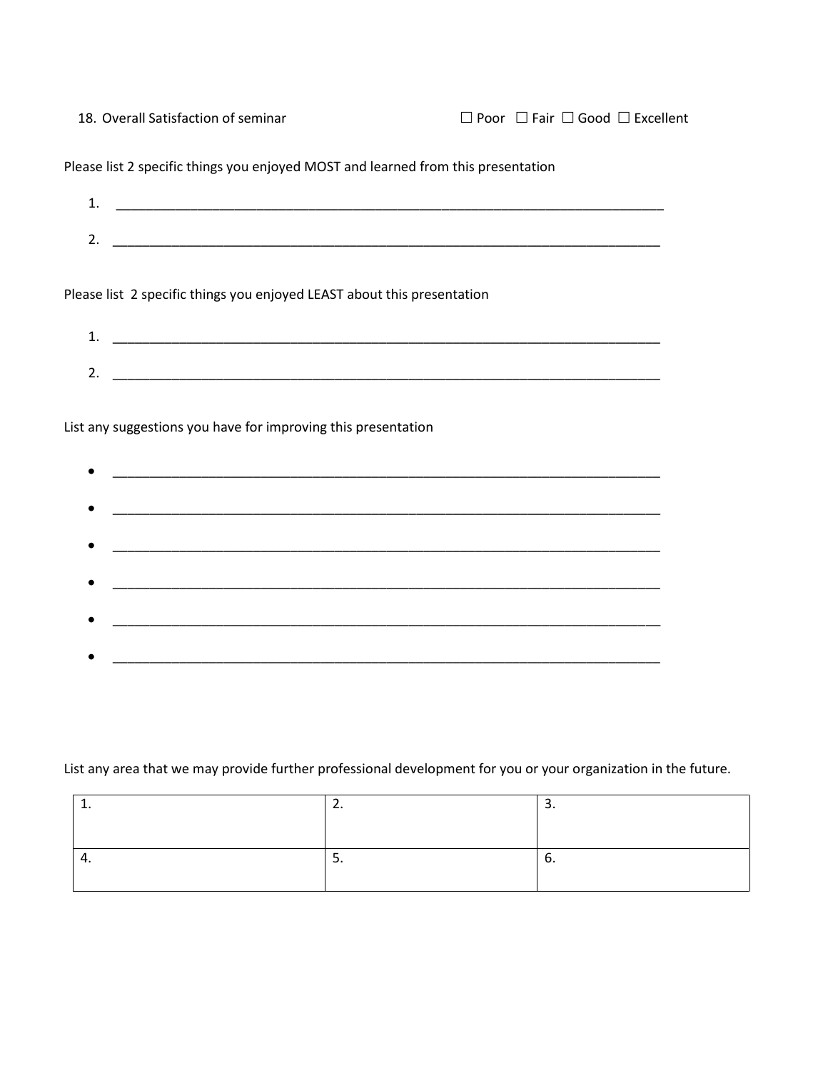18. Overall Satisfaction of seminar ☐ Poor ☐ Fair ☐ Good ☐ Excellent

Please list 2 specific things you enjoyed MOST and learned from this presentation

1. ___________________________________________________________________________
2. ___________________________________________________________________________

Please list 2 specific things you enjoyed LEAST about this presentation

1. ___________________________________________________________________________
2. ___________________________________________________________________________

List any suggestions you have for improving this presentation

- ___________________________________________________________________________
- ___________________________________________________________________________
- ___________________________________________________________________________
- ___________________________________________________________________________
- ___________________________________________________________________________
- ___________________________________________________________________________

List any area that we may provide further professional development for you or your organization in the future.

| | | |
|---|---|---|
| 1. | 2. | 3. |
| 4. | 5. | 6. |